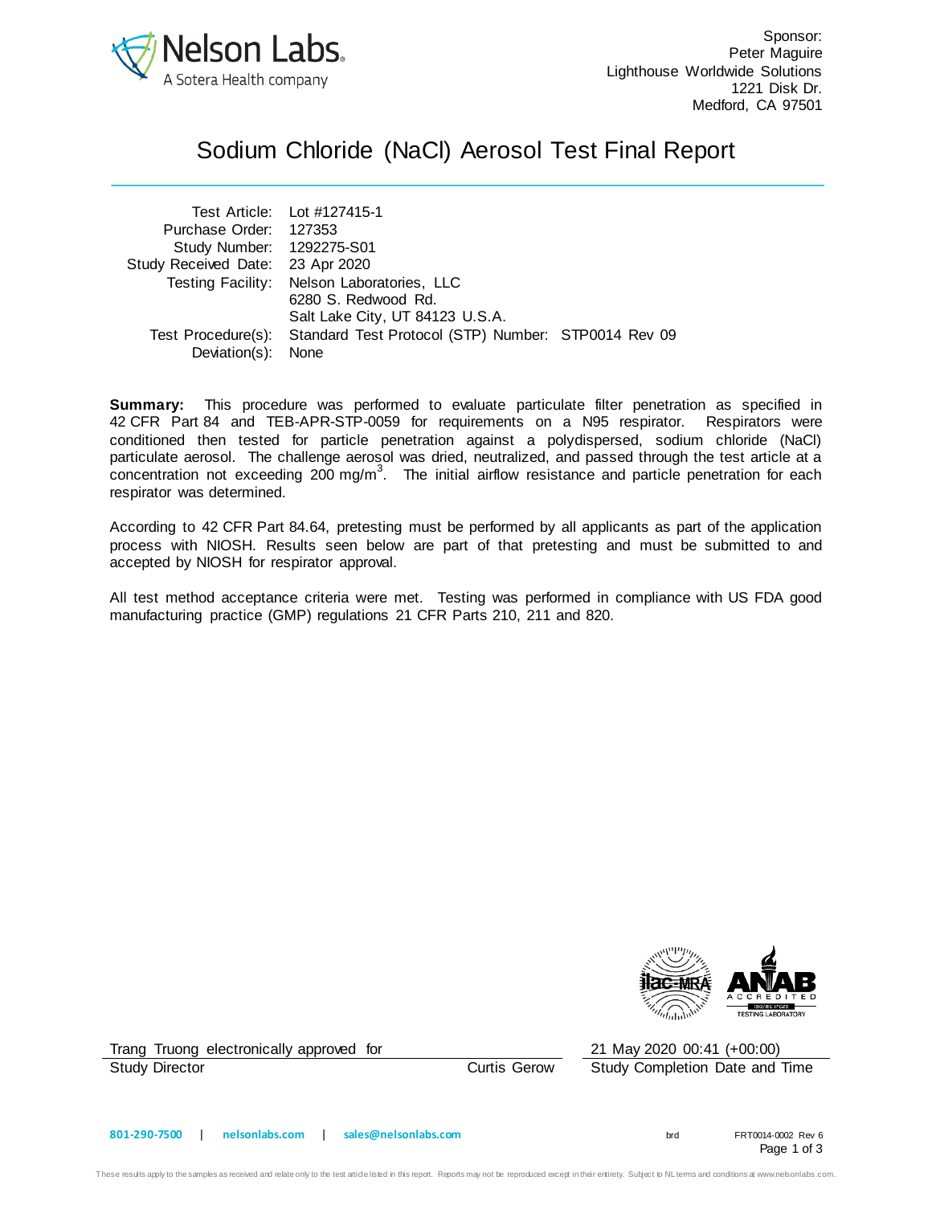Nelson Labs
A Sotera Health company

Sponsor:
Peter Maguire
Lighthouse Worldwide Solutions
1221 Disk Dr.
Medford, CA 97501

# Sodium Chloride (NaCl) Aerosol Test Final Report

| | |
|---|---|
| Test Article: | Lot #127415-1 |
| Purchase Order: | 127353 |
| Study Number: | 1292275-S01 |
| Study Received Date: | 23 Apr 2020 |
| Testing Facility: | Nelson Laboratories, LLC<br>6280 S. Redwood Rd.<br>Salt Lake City, UT 84123 U.S.A. |
| Test Procedure(s): | Standard Test Protocol (STP) Number: STP0014 Rev 09 |
| Deviation(s): | None |

**Summary:** This procedure was performed to evaluate particulate filter penetration as specified in 42 CFR Part 84 and TEB-APR-STP-0059 for requirements on a N95 respirator. Respirators were conditioned then tested for particle penetration against a polydispersed, sodium chloride (NaCl) particulate aerosol. The challenge aerosol was dried, neutralized, and passed through the test article at a concentration not exceeding 200 $mg/m^3$. The initial airflow resistance and particle penetration for each respirator was determined.

According to 42 CFR Part 84.64, pretesting must be performed by all applicants as part of the application process with NIOSH. Results seen below are part of that pretesting and must be submitted to and accepted by NIOSH for respirator approval.

All test method acceptance criteria were met. Testing was performed in compliance with US FDA good manufacturing practice (GMP) regulations 21 CFR Parts 210, 211 and 820.

Trang Truong electronically approved for Curtis Gerow
Study Director

21 May 2020 00:41 (+00:00)
Study Completion Date and Time

801-290-7500 | nelsonlabs.com | sales@nelsonlabs.com

brd FRT0014-0002 Rev 6

These results apply to the samples as received and relate only to the test article listed in this report. Reports may not be reproduced except in their entirety. Subject to NL terms and conditions at www.nelsonlabs.com.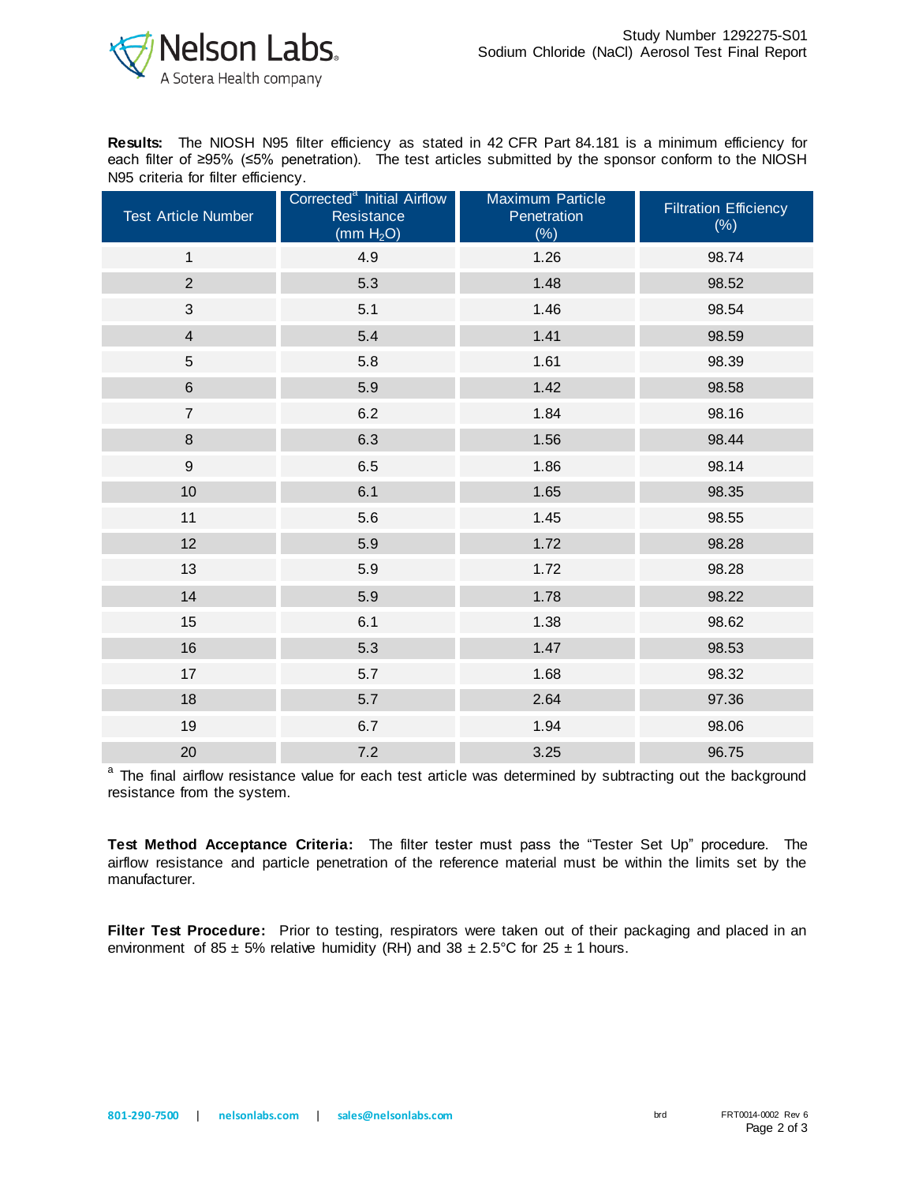**Results:** The NIOSH N95 filter efficiency as stated in 42 CFR Part 84.181 is a minimum efficiency for each filter of ≥95% (≤5% penetration). The test articles submitted by the sponsor conform to the NIOSH N95 criteria for filter efficiency.

| Test Article Number | Corrected[a] Initial Airflow Resistance (mm $H_2O$) | Maximum Particle Penetration (%) | Filtration Efficiency (%) |
|---|---|---|---|
| 1 | 4.9 | 1.26 | 98.74 |
| 2 | 5.3 | 1.48 | 98.52 |
| 3 | 5.1 | 1.46 | 98.54 |
| 4 | 5.4 | 1.41 | 98.59 |
| 5 | 5.8 | 1.61 | 98.39 |
| 6 | 5.9 | 1.42 | 98.58 |
| 7 | 6.2 | 1.84 | 98.16 |
| 8 | 6.3 | 1.56 | 98.44 |
| 9 | 6.5 | 1.86 | 98.14 |
| 10 | 6.1 | 1.65 | 98.35 |
| 11 | 5.6 | 1.45 | 98.55 |
| 12 | 5.9 | 1.72 | 98.28 |
| 13 | 5.9 | 1.72 | 98.28 |
| 14 | 5.9 | 1.78 | 98.22 |
| 15 | 6.1 | 1.38 | 98.62 |
| 16 | 5.3 | 1.47 | 98.53 |
| 17 | 5.7 | 1.68 | 98.32 |
| 18 | 5.7 | 2.64 | 97.36 |
| 19 | 6.7 | 1.94 | 98.06 |
| 20 | 7.2 | 3.25 | 96.75 |

[a] The final airflow resistance value for each test article was determined by subtracting out the background resistance from the system.

**Test Method Acceptance Criteria:** The filter tester must pass the "Tester Set Up" procedure. The airflow resistance and particle penetration of the reference material must be within the limits set by the manufacturer.

**Filter Test Procedure:** Prior to testing, respirators were taken out of their packaging and placed in an environment of 85 ± 5% relative humidity (RH) and 38 ± 2.5°C for 25 ± 1 hours.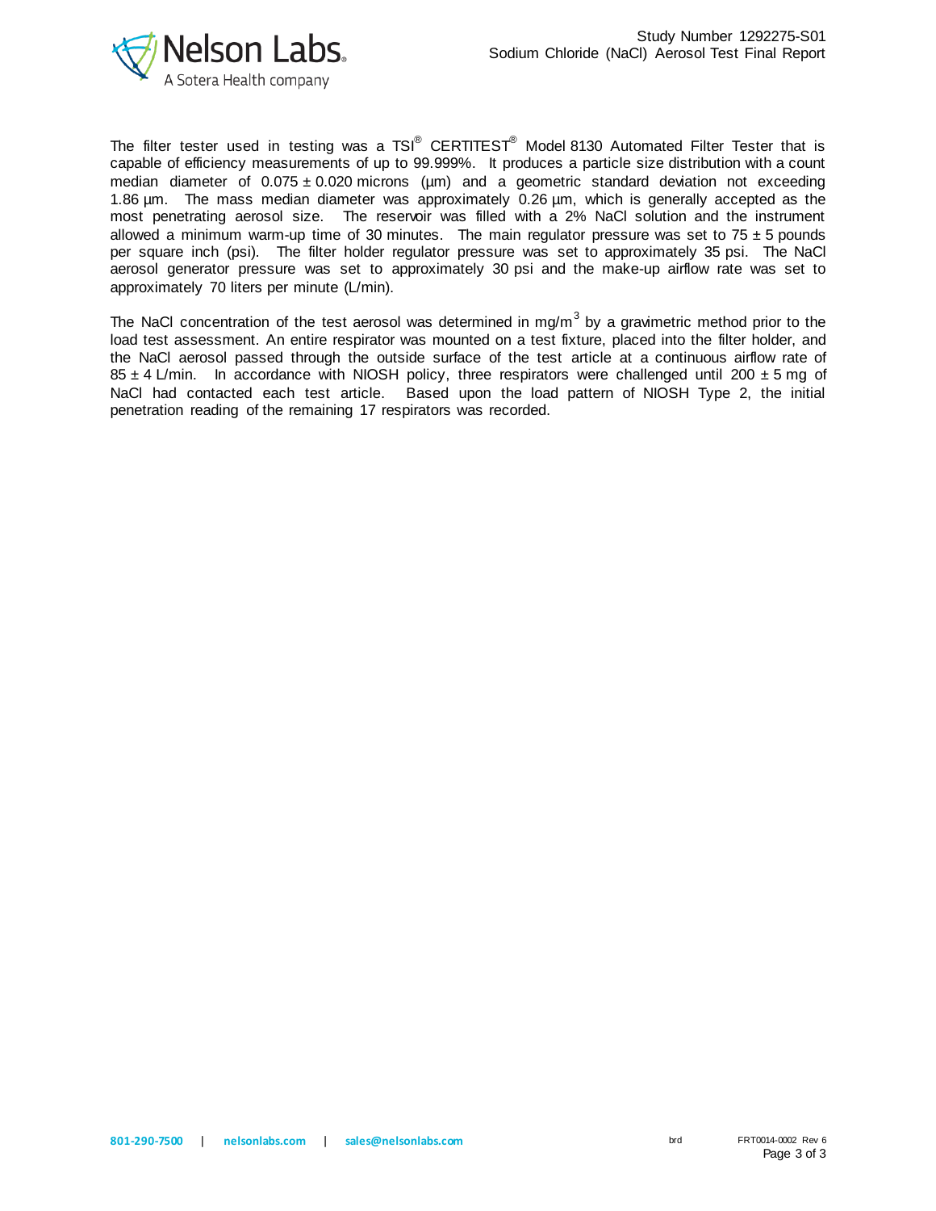The filter tester used in testing was a TSI® CERTITEST® Model 8130 Automated Filter Tester that is capable of efficiency measurements of up to 99.999%. It produces a particle size distribution with a count median diameter of 0.075 ± 0.020 microns (µm) and a geometric standard deviation not exceeding 1.86 µm. The mass median diameter was approximately 0.26 µm, which is generally accepted as the most penetrating aerosol size. The reservoir was filled with a 2% NaCl solution and the instrument allowed a minimum warm-up time of 30 minutes. The main regulator pressure was set to 75 ± 5 pounds per square inch (psi). The filter holder regulator pressure was set to approximately 35 psi. The NaCl aerosol generator pressure was set to approximately 30 psi and the make-up airflow rate was set to approximately 70 liters per minute (L/min).

The NaCl concentration of the test aerosol was determined in $mg/m^3$ by a gravimetric method prior to the load test assessment. An entire respirator was mounted on a test fixture, placed into the filter holder, and the NaCl aerosol passed through the outside surface of the test article at a continuous airflow rate of 85 ± 4 L/min. In accordance with NIOSH policy, three respirators were challenged until 200 ± 5 mg of NaCl had contacted each test article. Based upon the load pattern of NIOSH Type 2, the initial penetration reading of the remaining 17 respirators was recorded.